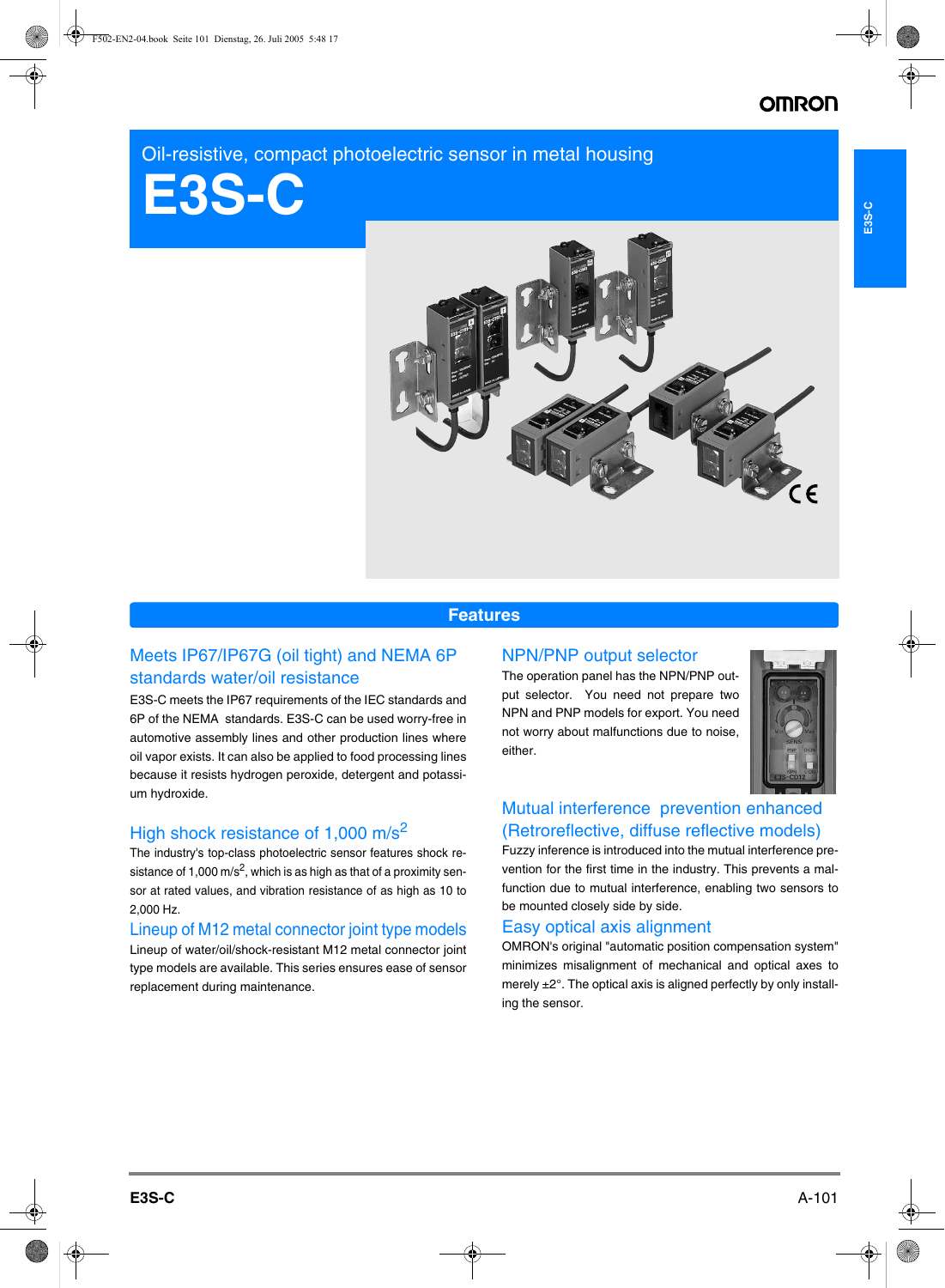Oil-resistive, compact photoelectric sensor in metal housing

# E3S-C

## Features

### Meets IP67/IP67G (oil tight) and NEMA 6P standards water/oil resistance

E3S-C meets the IP67 requirements of the IEC standards and 6P of the NEMA standards. E3S-C can be used worry-free in automotive assembly lines and other production lines where oil vapor exists. It can also be applied to food processing lines because it resists hydrogen peroxide, detergent and potassium hydroxide.

### High shock resistance of 1,000 m/s$^2$

The industry's top-class photoelectric sensor features shock resistance of 1,000 m/s$^2$, which is as high as that of a proximity sensor at rated values, and vibration resistance of as high as 10 to 2,000 Hz.

### Lineup of M12 metal connector joint type models

Lineup of water/oil/shock-resistant M12 metal connector joint type models are available. This series ensures ease of sensor replacement during maintenance.

### NPN/PNP output selector

The operation panel has the NPN/PNP output selector. You need not prepare two NPN and PNP models for export. You need not worry about malfunctions due to noise, either.

### Mutual interference prevention enhanced (Retroreflective, diffuse reflective models)

Fuzzy inference is introduced into the mutual interference prevention for the first time in the industry. This prevents a malfunction due to mutual interference, enabling two sensors to be mounted closely side by side.

### Easy optical axis alignment

OMRON's original "automatic position compensation system" minimizes misalignment of mechanical and optical axes to merely ±2°. The optical axis is aligned perfectly by only installing the sensor.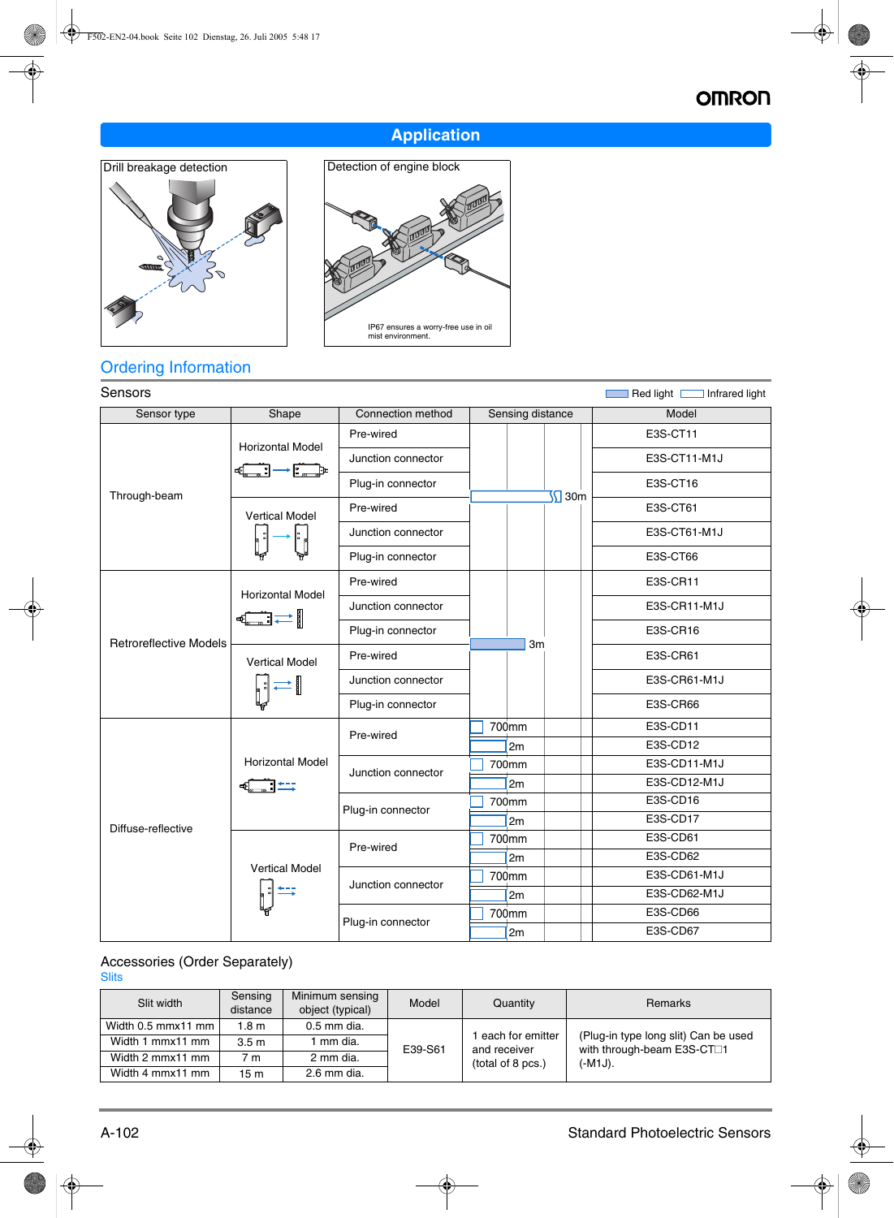## Application

**Drill breakage detection**

**Detection of engine block**

IP67 ensures a worry-free use in oil mist environment.

## Ordering Information

### Sensors

Red light / Infrared light

| Sensor type | Shape | Connection method | Sensing distance | Model |
|---|---|---|---|---|
| Through-beam | Horizontal Model | Pre-wired | 30m | E3S-CT11 |
| | | Junction connector | | E3S-CT11-M1J |
| | | Plug-in connector | | E3S-CT16 |
| | Vertical Model | Pre-wired | | E3S-CT61 |
| | | Junction connector | | E3S-CT61-M1J |
| | | Plug-in connector | | E3S-CT66 |
| Retroreflective Models | Horizontal Model | Pre-wired | 3m | E3S-CR11 |
| | | Junction connector | | E3S-CR11-M1J |
| | | Plug-in connector | | E3S-CR16 |
| | Vertical Model | Pre-wired | | E3S-CR61 |
| | | Junction connector | | E3S-CR61-M1J |
| | | Plug-in connector | | E3S-CR66 |
| Diffuse-reflective | Horizontal Model | Pre-wired | 700mm | E3S-CD11 |
| | | | 2m | E3S-CD12 |
| | | Junction connector | 700mm | E3S-CD11-M1J |
| | | | 2m | E3S-CD12-M1J |
| | | Plug-in connector | 700mm | E3S-CD16 |
| | | | 2m | E3S-CD17 |
| | Vertical Model | Pre-wired | 700mm | E3S-CD61 |
| | | | 2m | E3S-CD62 |
| | | Junction connector | 700mm | E3S-CD61-M1J |
| | | | 2m | E3S-CD62-M1J |
| | | Plug-in connector | 700mm | E3S-CD66 |
| | | | 2m | E3S-CD67 |

### Accessories (Order Separately)

#### Slits

| Slit width | Sensing distance | Minimum sensing object (typical) | Model | Quantity | Remarks |
|---|---|---|---|---|---|
| Width 0.5 mmx11 mm | 1.8 m | 0.5 mm dia. | E39-S61 | 1 each for emitter and receiver (total of 8 pcs.) | (Plug-in type long slit) Can be used with through-beam E3S-CT□1 (-M1J). |
| Width 1 mmx11 mm | 3.5 m | 1 mm dia. | | | |
| Width 2 mmx11 mm | 7 m | 2 mm dia. | | | |
| Width 4 mmx11 mm | 15 m | 2.6 mm dia. | | | |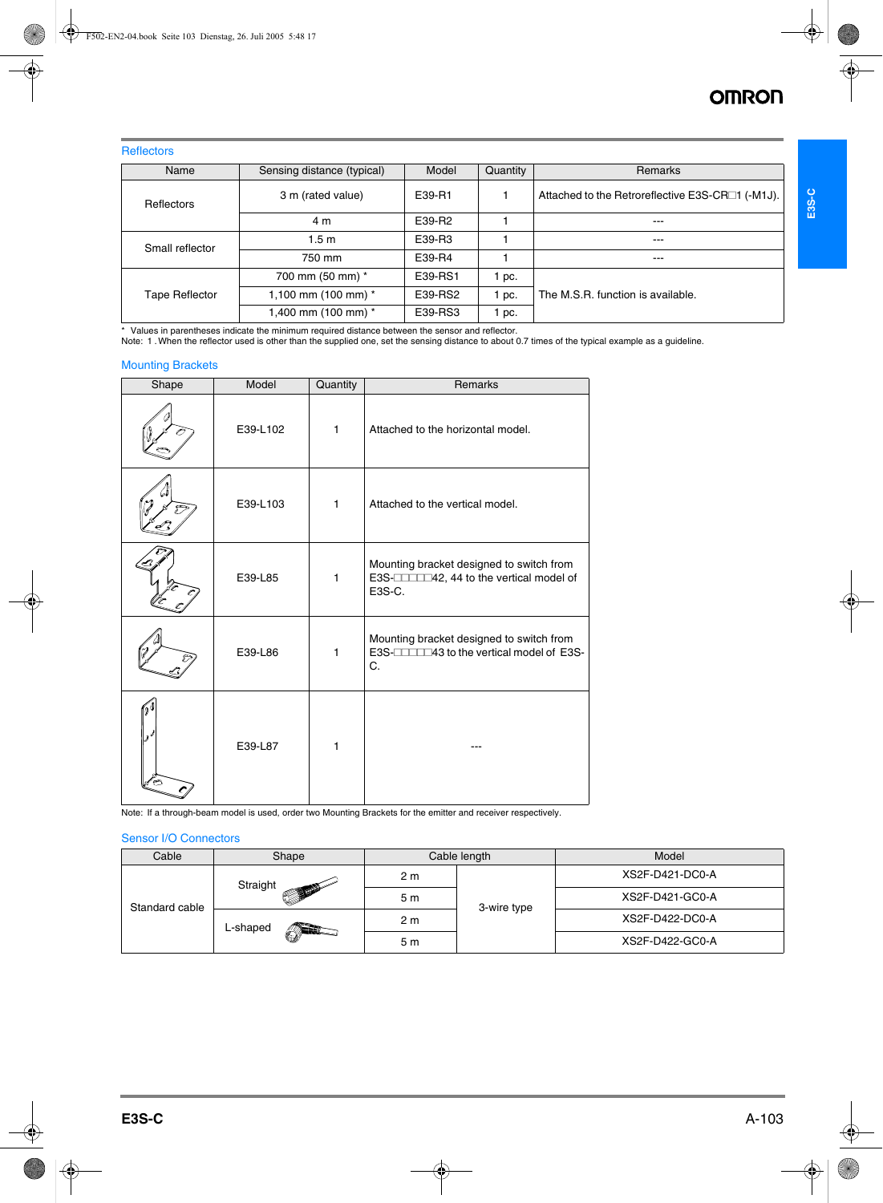## Reflectors

| Name | Sensing distance (typical) | Model | Quantity | Remarks |
|---|---|---|---|---|
| Reflectors | 3 m (rated value) | E39-R1 | 1 | Attached to the Retroreflective E3S-CR□1 (-M1J). |
| | 4 m | E39-R2 | 1 | --- |
| Small reflector | 1.5 m | E39-R3 | 1 | --- |
| | 750 mm | E39-R4 | 1 | --- |
| Tape Reflector | 700 mm (50 mm) * | E39-RS1 | 1 pc. | The M.S.R. function is available. |
| | 1,100 mm (100 mm) * | E39-RS2 | 1 pc. | |
| | 1,400 mm (100 mm) * | E39-RS3 | 1 pc. | |

\* Values in parentheses indicate the minimum required distance between the sensor and reflector.
Note: 1 . When the reflector used is other than the supplied one, set the sensing distance to about 0.7 times of the typical example as a guideline.

## Mounting Brackets

| Shape | Model | Quantity | Remarks |
|---|---|---|---|
| | E39-L102 | 1 | Attached to the horizontal model. |
| | E39-L103 | 1 | Attached to the vertical model. |
| | E39-L85 | 1 | Mounting bracket designed to switch from E3S-□□□□□42, 44 to the vertical model of E3S-C. |
| | E39-L86 | 1 | Mounting bracket designed to switch from E3S-□□□□□43 to the vertical model of E3S-C. |
| | E39-L87 | 1 | --- |

Note: If a through-beam model is used, order two Mounting Brackets for the emitter and receiver respectively.

## Sensor I/O Connectors

| Cable | Shape | Cable length | | Model |
|---|---|---|---|---|
| Standard cable | Straight | 2 m | 3-wire type | XS2F-D421-DC0-A |
| | | 5 m | | XS2F-D421-GC0-A |
| | L-shaped | 2 m | | XS2F-D422-DC0-A |
| | | 5 m | | XS2F-D422-GC0-A |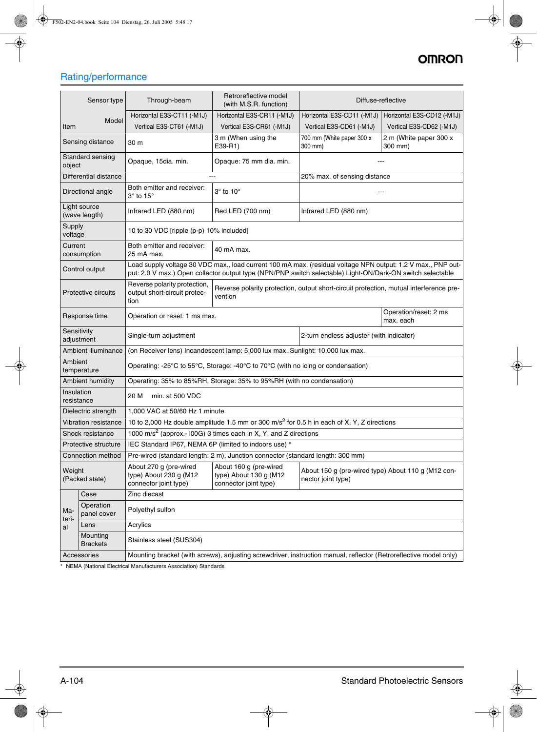## Rating/performance

| Item / Sensor type / Model | Through-beam | Retroreflective model (with M.S.R. function) | Diffuse-reflective | |
|---|---|---|---|---|
| | Horizontal E3S-CT11 (-M1J) | Horizontal E3S-CR11 (-M1J) | Horizontal E3S-CD11 (-M1J) | Horizontal E3S-CD12 (-M1J) |
| | Vertical E3S-CT61 (-M1J) | Vertical E3S-CR61 (-M1J) | Vertical E3S-CD61 (-M1J) | Vertical E3S-CD62 (-M1J) |
| Sensing distance | 30 m | 3 m (When using the E39-R1) | 700 mm (White paper 300 x 300 mm) | 2 m (White paper 300 x 300 mm) |
| Standard sensing object | Opaque, 15dia. min. | Opaque: 75 mm dia. min. | --- | |
| Differential distance | --- | | 20% max. of sensing distance | |
| Directional angle | Both emitter and receiver: 3° to 15° | 3° to 10° | --- | |
| Light source (wave length) | Infrared LED (880 nm) | Red LED (700 nm) | Infrared LED (880 nm) | |
| Supply voltage | 10 to 30 VDC [ripple (p-p) 10% included] | | | |
| Current consumption | Both emitter and receiver: 25 mA max. | 40 mA max. | | |
| Control output | Load supply voltage 30 VDC max., load current 100 mA max. (residual voltage NPN output: 1.2 V max., PNP output: 2.0 V max.) Open collector output type (NPN/PNP switch selectable) Light-ON/Dark-ON switch selectable | | | |
| Protective circuits | Reverse polarity protection, output short-circuit protection | Reverse polarity protection, output short-circuit protection, mutual interference prevention | | |
| Response time | Operation or reset: 1 ms max. | | | Operation/reset: 2 ms max. each |
| Sensitivity adjustment | Single-turn adjustment | | 2-turn endless adjuster (with indicator) | |
| Ambient illuminance | (on Receiver lens) Incandescent lamp: 5,000 lux max. Sunlight: 10,000 lux max. | | | |
| Ambient temperature | Operating: -25°C to 55°C, Storage: -40°C to 70°C (with no icing or condensation) | | | |
| Ambient humidity | Operating: 35% to 85%RH, Storage: 35% to 95%RH (with no condensation) | | | |
| Insulation resistance | 20 M min. at 500 VDC | | | |
| Dielectric strength | 1,000 VAC at 50/60 Hz 1 minute | | | |
| Vibration resistance | 10 to 2,000 Hz double amplitude 1.5 mm or 300 m/s$^2$ for 0.5 h in each of X, Y, Z directions | | | |
| Shock resistance | 1000 m/s$^2$ (approx.- l00G) 3 times each in X, Y, and Z directions | | | |
| Protective structure | IEC Standard IP67, NEMA 6P (limited to indoors use) * | | | |
| Connection method | Pre-wired (standard length: 2 m), Junction connector (standard length: 300 mm) | | | |
| Weight (Packed state) | About 270 g (pre-wired type) About 230 g (M12 connector joint type) | About 160 g (pre-wired type) About 130 g (M12 connector joint type) | About 150 g (pre-wired type) About 110 g (M12 connector joint type) | |
| Material: Case | Zinc diecast | | | |
| Material: Operation panel cover | Polyethyl sulfon | | | |
| Material: Lens | Acrylics | | | |
| Material: Mounting Brackets | Stainless steel (SUS304) | | | |
| Accessories | Mounting bracket (with screws), adjusting screwdriver, instruction manual, reflector (Retroreflective model only) | | | |

\* NEMA (National Electrical Manufacturers Association) Standards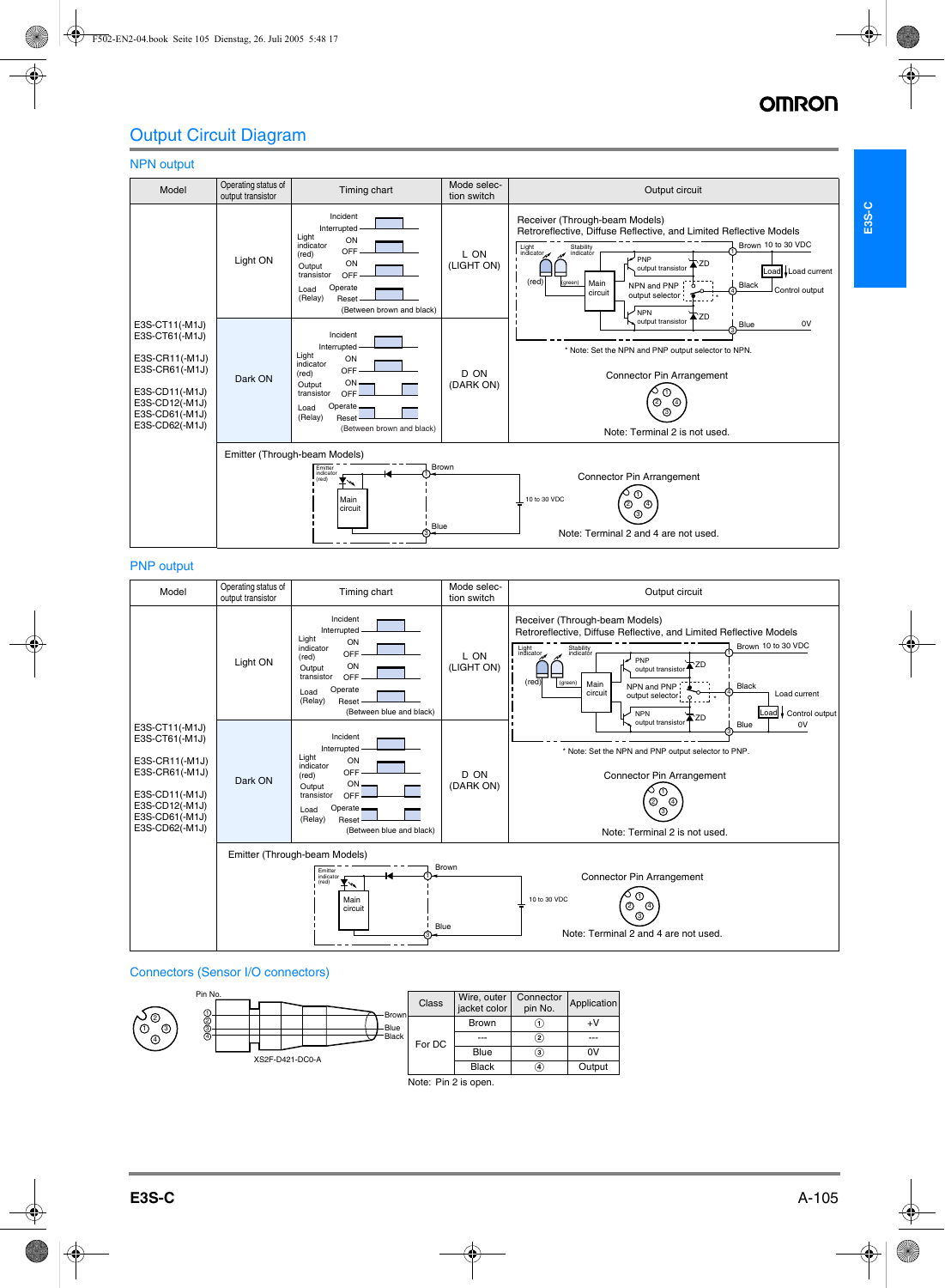# Output Circuit Diagram

## NPN output

| Model | Operating status of output transistor | Timing chart | Mode selection switch | Output circuit |
|---|---|---|---|---|
| E3S-CT11(-M1J) E3S-CT61(-M1J) E3S-CR11(-M1J) E3S-CR61(-M1J) E3S-CD11(-M1J) E3S-CD12(-M1J) E3S-CD61(-M1J) E3S-CD62(-M1J) | Light ON | Incident / Interrupted; Light indicator (red) ON / OFF; Output transistor ON / OFF; Load (Relay) Operate / Reset (Between brown and black) | L ON (LIGHT ON) | Receiver (Through-beam Models) Retroreflective, Diffuse Reflective, and Limited Reflective Models; Light indicator (red); Stability indicator (green); Main circuit; PNP output transistor; NPN and PNP output selector; NPN output transistor; ZD; Brown 10 to 30 VDC; Load; Load current; Black Control output; Blue 0V. * Note: Set the NPN and PNP output selector to NPN. |
| | Dark ON | Incident / Interrupted; Light indicator (red) ON / OFF; Output transistor ON / OFF; Load (Relay) Operate / Reset (Between brown and black) | D ON (DARK ON) | Connector Pin Arrangement. Note: Terminal 2 is not used. |
| | Emitter (Through-beam Models) | | | Emitter indicator (red); Main circuit; Brown; 10 to 30 VDC; Blue. Connector Pin Arrangement. Note: Terminal 2 and 4 are not used. |

## PNP output

| Model | Operating status of output transistor | Timing chart | Mode selection switch | Output circuit |
|---|---|---|---|---|
| E3S-CT11(-M1J) E3S-CT61(-M1J) E3S-CR11(-M1J) E3S-CR61(-M1J) E3S-CD11(-M1J) E3S-CD12(-M1J) E3S-CD61(-M1J) E3S-CD62(-M1J) | Light ON | Incident / Interrupted; Light indicator (red) ON / OFF; Output transistor ON / OFF; Load (Relay) Operate / Reset (Between blue and black) | L ON (LIGHT ON) | Receiver (Through-beam Models) Retroreflective, Diffuse Reflective, and Limited Reflective Models; Light indicator (red); Stability indicator (green); Main circuit; PNP output transistor; NPN and PNP output selector; NPN output transistor; ZD; Brown 10 to 30 VDC; Black; Load current; Load; Control output; Blue 0V. * Note: Set the NPN and PNP output selector to PNP. |
| | Dark ON | Incident / Interrupted; Light indicator (red) ON / OFF; Output transistor ON / OFF; Load (Relay) Operate / Reset (Between blue and black) | D ON (DARK ON) | Connector Pin Arrangement. Note: Terminal 2 is not used. |
| | Emitter (Through-beam Models) | | | Emitter indicator (red); Main circuit; Brown; 10 to 30 VDC; Blue. Connector Pin Arrangement. Note: Terminal 2 and 4 are not used. |

## Connectors (Sensor I/O connectors)

Pin No. ① ② ③ ④ — Brown, Blue, Black

XS2F-D421-DC0-A

| Class | Wire, outer jacket color | Connector pin No. | Application |
|---|---|---|---|
| For DC | Brown | ① | +V |
| | --- | ② | --- |
| | Blue | ③ | 0V |
| | Black | ④ | Output |

Note: Pin 2 is open.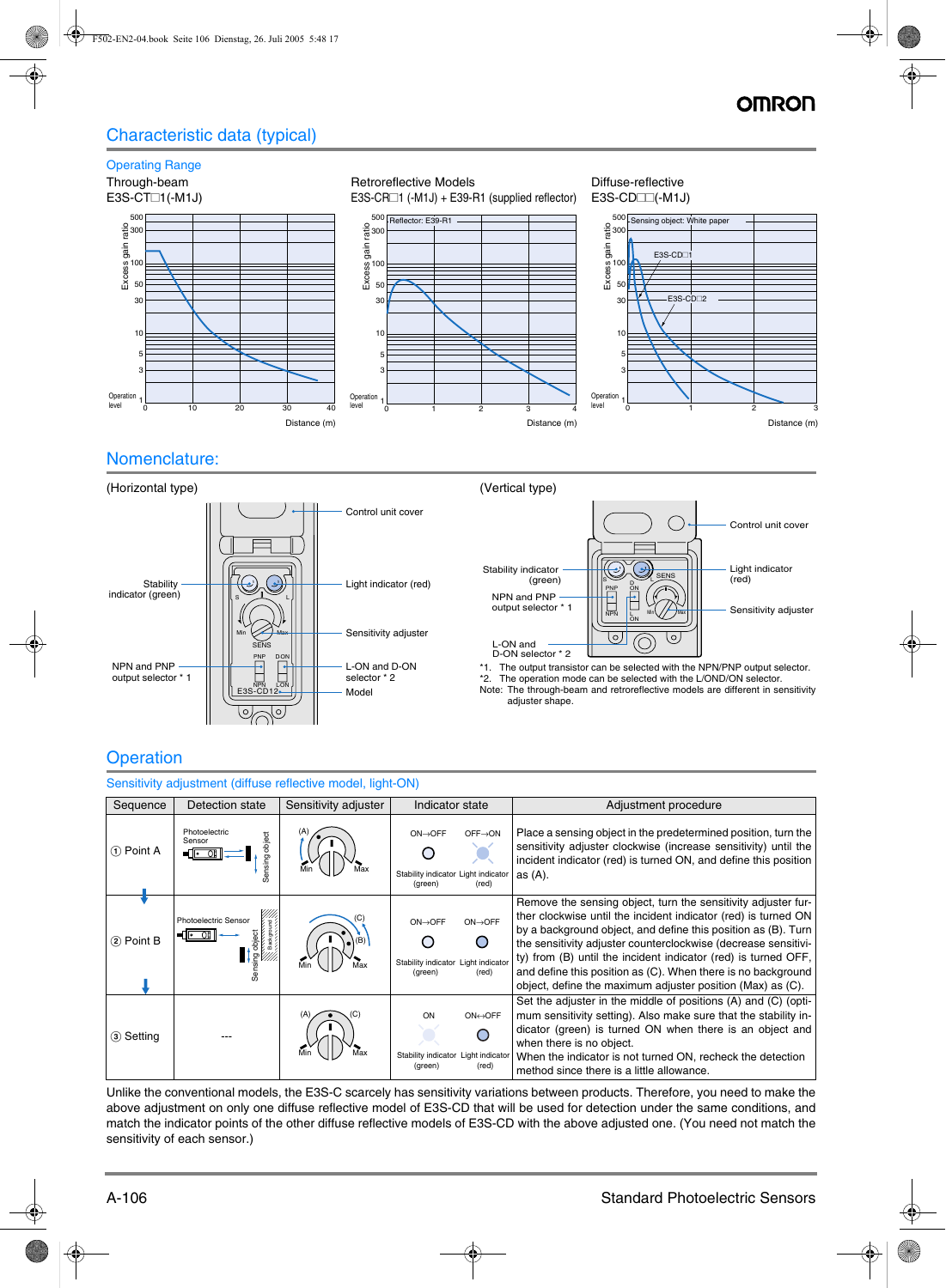## Characteristic data (typical)

### Operating Range

Through-beam
E3S-CT□1(-M1J)

Retroreflective Models
E3S-CR□1 (-M1J) + E39-R1 (supplied reflector)

Diffuse-reflective
E3S-CD□□(-M1J)

## Nomenclature:

(Horizontal type)

Control unit cover
Stability indicator (green)
Light indicator (red)
Sensitivity adjuster
NPN and PNP output selector * 1
L-ON and D-ON selector * 2
Model

(Vertical type)

Control unit cover
Stability indicator (green)
Light indicator (red)
NPN and PNP output selector * 1
Sensitivity adjuster
L-ON and D-ON selector * 2

*1. The output transistor can be selected with the NPN/PNP output selector.
*2. The operation mode can be selected with the L/OND/ON selector.
Note: The through-beam and retroreflective models are different in sensitivity adjuster shape.

## Operation

### Sensitivity adjustment (diffuse reflective model, light-ON)

| Sequence | Detection state | Sensitivity adjuster | Indicator state | Adjustment procedure |
|---|---|---|---|---|
| ① Point A | Photoelectric Sensor, Sensing object | (A) Min Max | Stability indicator (green): ON→OFF; Light indicator (red): OFF→ON | Place a sensing object in the predetermined position, turn the sensitivity adjuster clockwise (increase sensitivity) until the incident indicator (red) is turned ON, and define this position as (A). |
| ② Point B | Photoelectric Sensor, Sensing object, Background | (C) (B) Min Max | Stability indicator (green): ON→OFF; Light indicator (red): ON→OFF | Remove the sensing object, turn the sensitivity adjuster further clockwise until the incident indicator (red) is turned ON by a background object, and define this position as (B). Turn the sensitivity adjuster counterclockwise (decrease sensitivity) from (B) until the incident indicator (red) is turned OFF, and define this position as (C). When there is no background object, define the maximum adjuster position (Max) as (C). |
| ③ Setting | --- | (A) (C) Min Max | Stability indicator (green): ON; Light indicator (red): ON↔OFF | Set the adjuster in the middle of positions (A) and (C) (optimum sensitivity setting). Also make sure that the stability indicator (green) is turned ON when there is an object and when there is no object. When the indicator is not turned ON, recheck the detection method since there is a little allowance. |

Unlike the conventional models, the E3S-C scarcely has sensitivity variations between products. Therefore, you need to make the above adjustment on only one diffuse reflective model of E3S-CD that will be used for detection under the same conditions, and match the indicator points of the other diffuse reflective models of E3S-CD with the above adjusted one. (You need not match the sensitivity of each sensor.)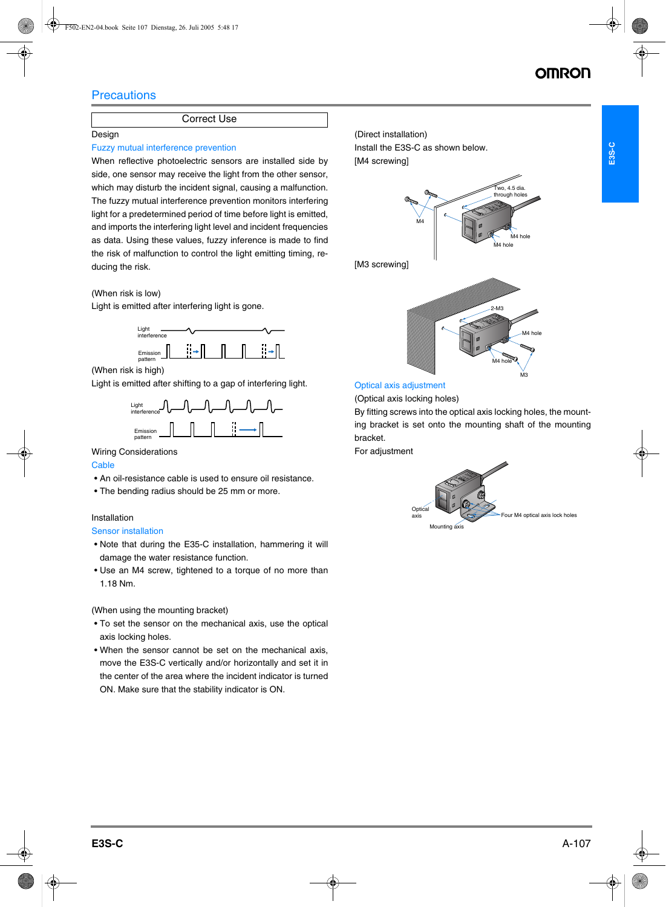## Precautions

### Correct Use

Design

**Fuzzy mutual interference prevention**

When reflective photoelectric sensors are installed side by side, one sensor may receive the light from the other sensor, which may disturb the incident signal, causing a malfunction. The fuzzy mutual interference prevention monitors interfering light for a predetermined period of time before light is emitted, and imports the interfering light level and incident frequencies as data. Using these values, fuzzy inference is made to find the risk of malfunction to control the light emitting timing, reducing the risk.

(When risk is low)
Light is emitted after interfering light is gone.

Light interference
Emission pattern

(When risk is high)
Light is emitted after shifting to a gap of interfering light.

Light interference
Emission pattern

Wiring Considerations

**Cable**

- An oil-resistance cable is used to ensure oil resistance.
- The bending radius should be 25 mm or more.

Installation

**Sensor installation**

- Note that during the E35-C installation, hammering it will damage the water resistance function.
- Use an M4 screw, tightened to a torque of no more than 1.18 Nm.

(When using the mounting bracket)

- To set the sensor on the mechanical axis, use the optical axis locking holes.
- When the sensor cannot be set on the mechanical axis, move the E3S-C vertically and/or horizontally and set it in the center of the area where the incident indicator is turned ON. Make sure that the stability indicator is ON.

(Direct installation)
Install the E3S-C as shown below.
[M4 screwing]

M4
Two, 4.5 dia. through holes
M4 hole
M4 hole

[M3 screwing]

2-M3
M4 hole
M4 hole
M3

**Optical axis adjustment**

(Optical axis locking holes)
By fitting screws into the optical axis locking holes, the mounting bracket is set onto the mounting shaft of the mounting bracket.
For adjustment

Optical axis
Mounting axis
Four M4 optical axis lock holes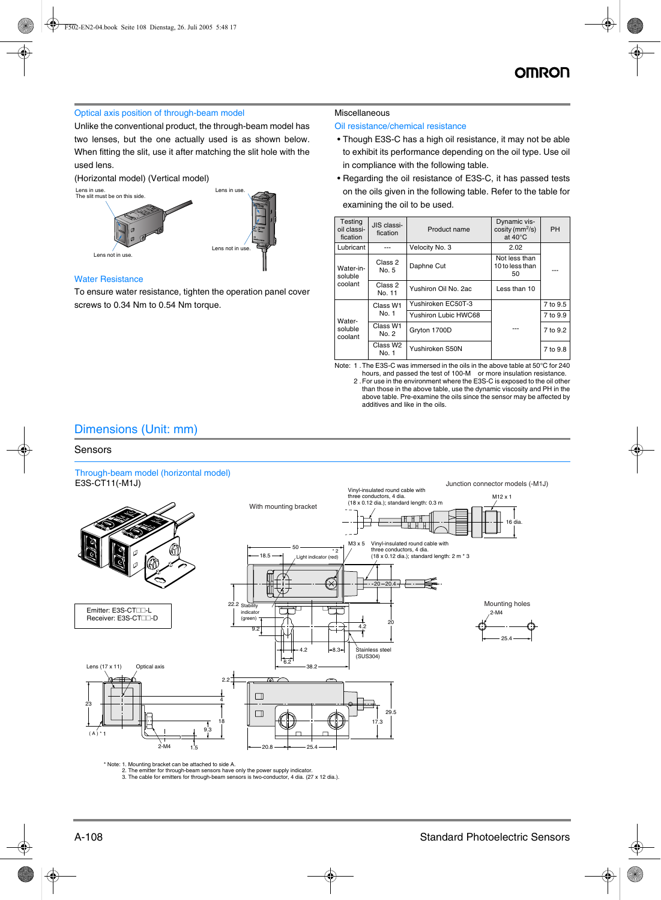### Optical axis position of through-beam model

Unlike the conventional product, the through-beam model has two lenses, but the one actually used is as shown below. When fitting the slit, use it after matching the slit hole with the used lens.

(Horizontal model) (Vertical model)

Lens in use.
The slit must be on this side.

Lens not in use.

Lens in use.

Lens not in use.

### Water Resistance

To ensure water resistance, tighten the operation panel cover screws to 0.34 Nm to 0.54 Nm torque.

Miscellaneous

### Oil resistance/chemical resistance

- Though E3S-C has a high oil resistance, it may not be able to exhibit its performance depending on the oil type. Use oil in compliance with the following table.
- Regarding the oil resistance of E3S-C, it has passed tests on the oils given in the following table. Refer to the table for examining the oil to be used.

| Testing oil classification | JIS classification | Product name | Dynamic viscosity ($mm^2/s$) at 40°C | PH |
|---|---|---|---|---|
| Lubricant | --- | Velocity No. 3 | 2.02 | --- |
| Water-insoluble coolant | Class 2 No. 5 | Daphne Cut | Not less than 10 to less than 50 | |
| | Class 2 No. 11 | Yushiron Oil No. 2ac | Less than 10 | |
| Water-soluble coolant | Class W1 No. 1 | Yushiroken EC50T-3 | --- | 7 to 9.5 |
| | | Yushiron Lubic HWC68 | | 7 to 9.9 |
| | Class W1 No. 2 | Gryton 1700D | | 7 to 9.2 |
| | Class W2 No. 1 | Yushiroken S50N | | 7 to 9.8 |

Note: 1 . The E3S-C was immersed in the oils in the above table at 50°C for 240 hours, and passed the test of 100-M or more insulation resistance.
2 . For use in the environment where the E3S-C is exposed to the oil other than those in the above table, use the dynamic viscosity and PH in the above table. Pre-examine the oils since the sensor may be affected by additives and like in the oils.

## Dimensions (Unit: mm)

### Sensors

#### Through-beam model (horizontal model)

E3S-CT11(-M1J)

With mounting bracket

Junction connector models (-M1J)

Vinyl-insulated round cable with three conductors, 4 dia. (18 x 0.12 dia.); standard length: 0.3 m

M12 x 1

16 dia.

M3 x 5

Vinyl-insulated round cable with three conductors, 4 dia. (18 x 0.12 dia.); standard length: 2 m * 3

Light indicator (red)

Stability indicator (green)

Stainless steel (SUS304)

Mounting holes

2-M4

25.4

Emitter: E3S-CT□□-L
Receiver: E3S-CT□□-D

Lens (17 x 11)

Optical axis

(A) * 1

2-M4

\* Note: 1. Mounting bracket can be attached to side A.
2. The emitter for through-beam sensors have only the power supply indicator.
3. The cable for emitters for through-beam sensors is two-conductor, 4 dia. (27 x 12 dia.).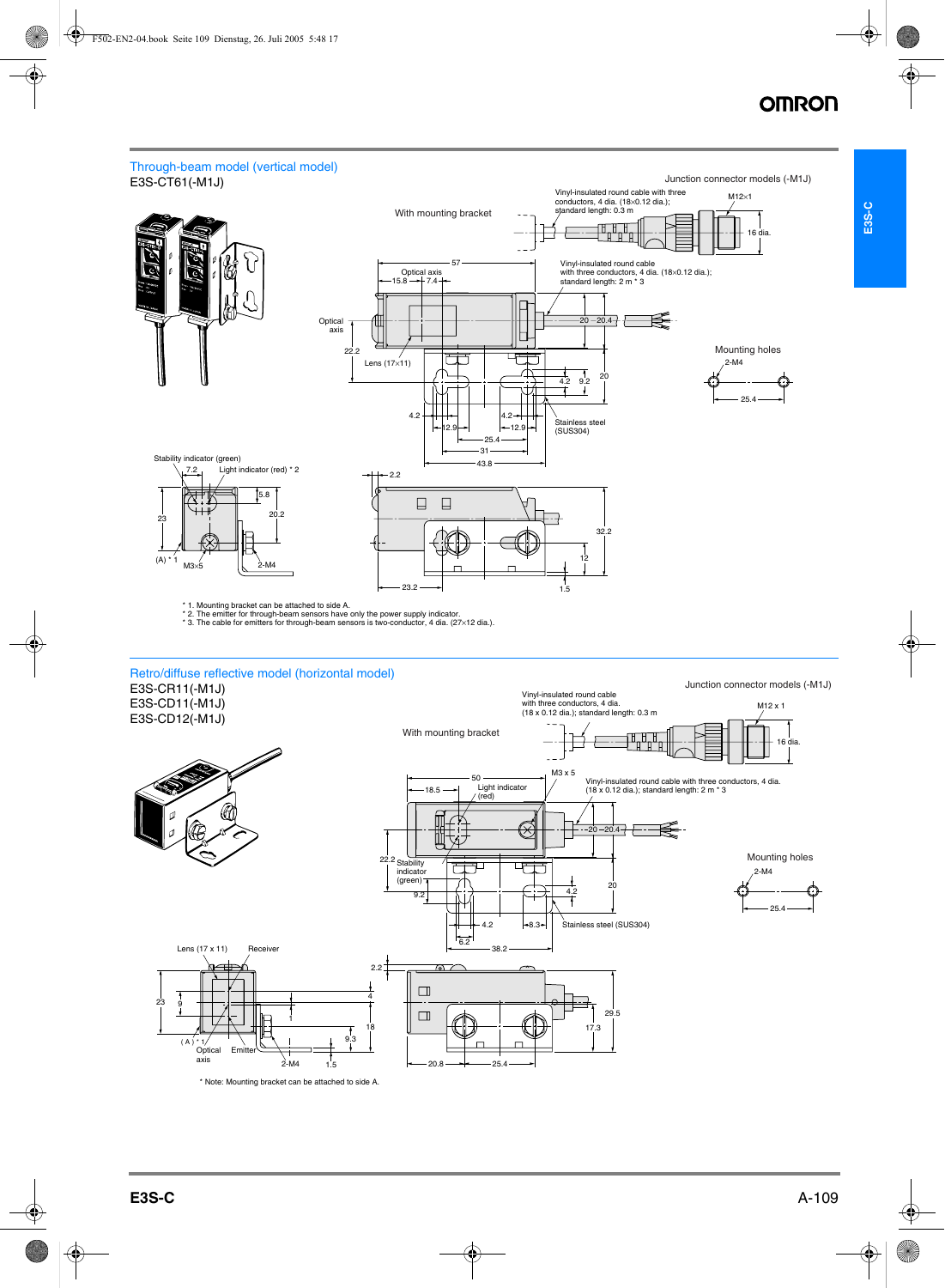## Through-beam model (vertical model)

E3S-CT61(-M1J)

With mounting bracket

Junction connector models (-M1J)

Vinyl-insulated round cable with three conductors, 4 dia. (18×0.12 dia.); standard length: 0.3 m

M12×1

16 dia.

57

Optical axis

15.8

7.4

Vinyl-insulated round cable with three conductors, 4 dia. (18×0.12 dia.); standard length: 2 m * 3

Optical axis

20 – 20.4

22.2

Lens (17×11)

Mounting holes

2-M4

4.2

9.2

20

25.4

4.2

4.2

12.9

12.9

Stainless steel (SUS304)

25.4

31

43.8

Stability indicator (green)

7.2

Light indicator (red) * 2

2.2

5.8

23

20.2

32.2

(A) * 1

M3×5

2-M4

12

23.2

1.5

\* 1. Mounting bracket can be attached to side A.
\* 2. The emitter for through-beam sensors have only the power supply indicator.
\* 3. The cable for emitters for through-beam sensors is two-conductor, 4 dia. (27×12 dia.).

## Retro/diffuse reflective model (horizontal model)

E3S-CR11(-M1J)
E3S-CD11(-M1J)
E3S-CD12(-M1J)

Junction connector models (-M1J)

Vinyl-insulated round cable with four conductors, 4 dia. (18 x 0.12 dia.); standard length: 0.3 m

M12 x 1

With mounting bracket

16 dia.

M3 x 5

50

18.5

Light indicator (red)

Vinyl-insulated round cable with three conductors, 4 dia. (18 x 0.12 dia.); standard length: 2 m * 3

20 – 20.4

22.2

Stability indicator (green)

Mounting holes

2-M4

9.2

4.2

20

25.4

4.2

8.3

Stainless steel (SUS304)

6.2

38.2

Lens (17 x 11)

Receiver

2.2

23

9

4

1

18

29.5

17.3

9.3

( A ) * 1

Optical axis

Emitter

2-M4

1.5

20.8

25.4

\* Note: Mounting bracket can be attached to side A.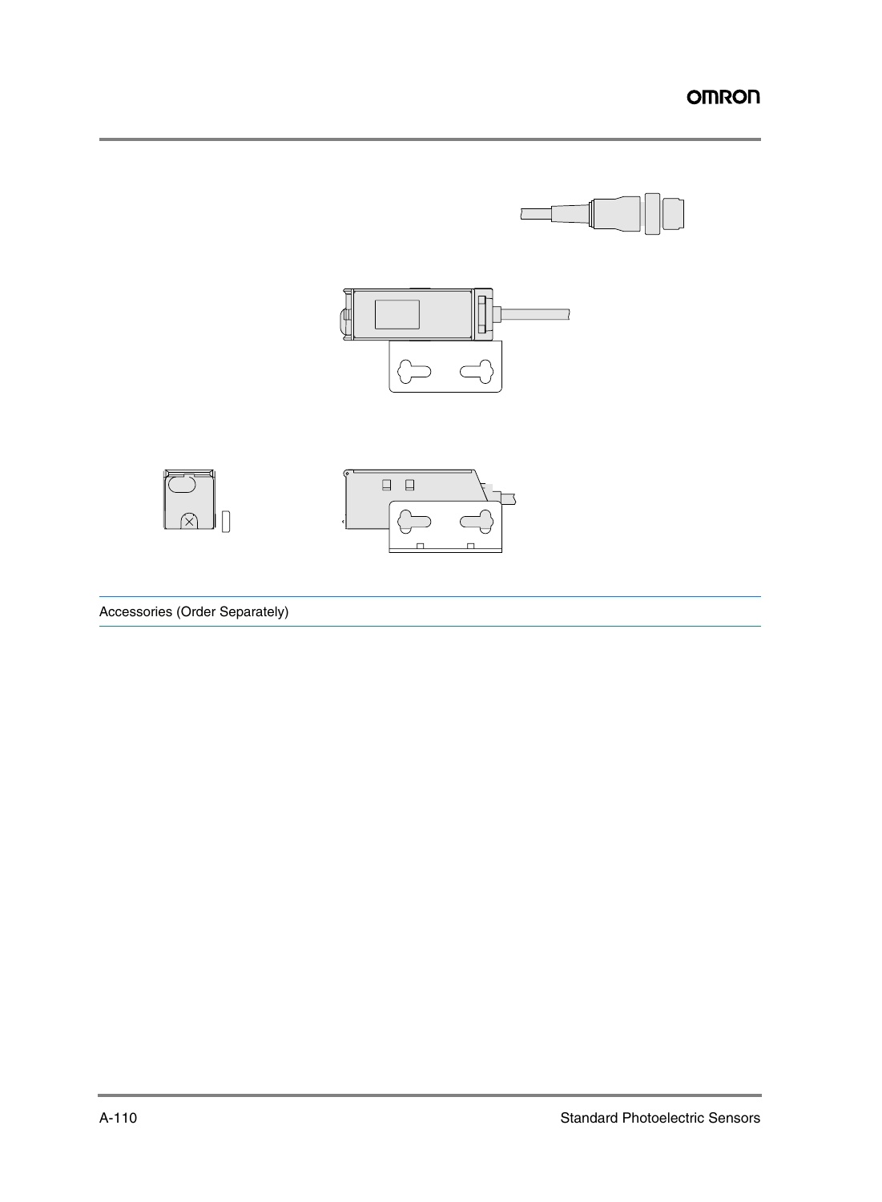Accessories (Order Separately)